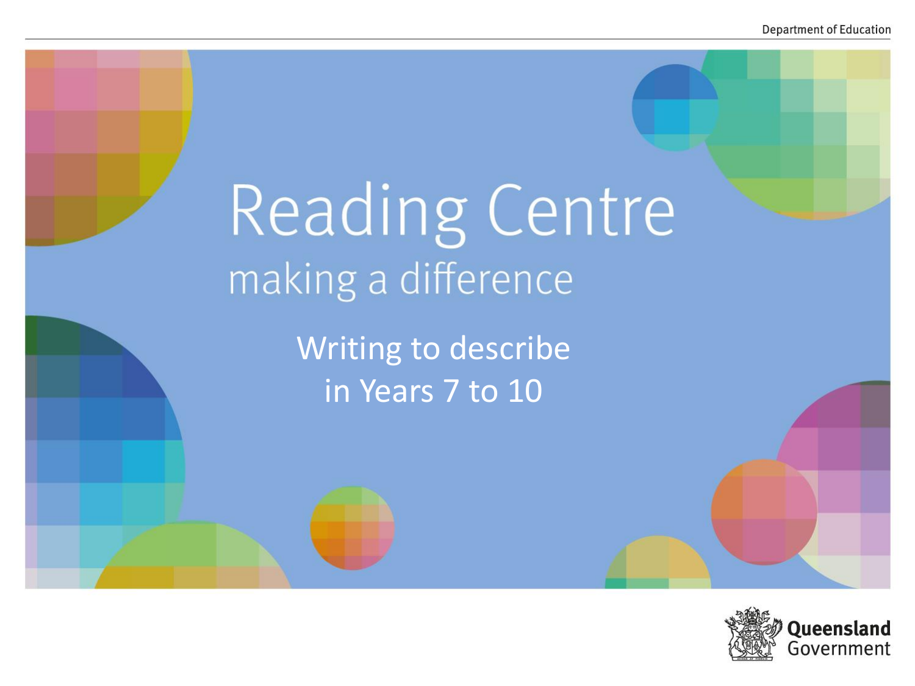Department of Education

# Reading Centre

making a difference

## Writing to describe in Years 7 to 10

Queensland Government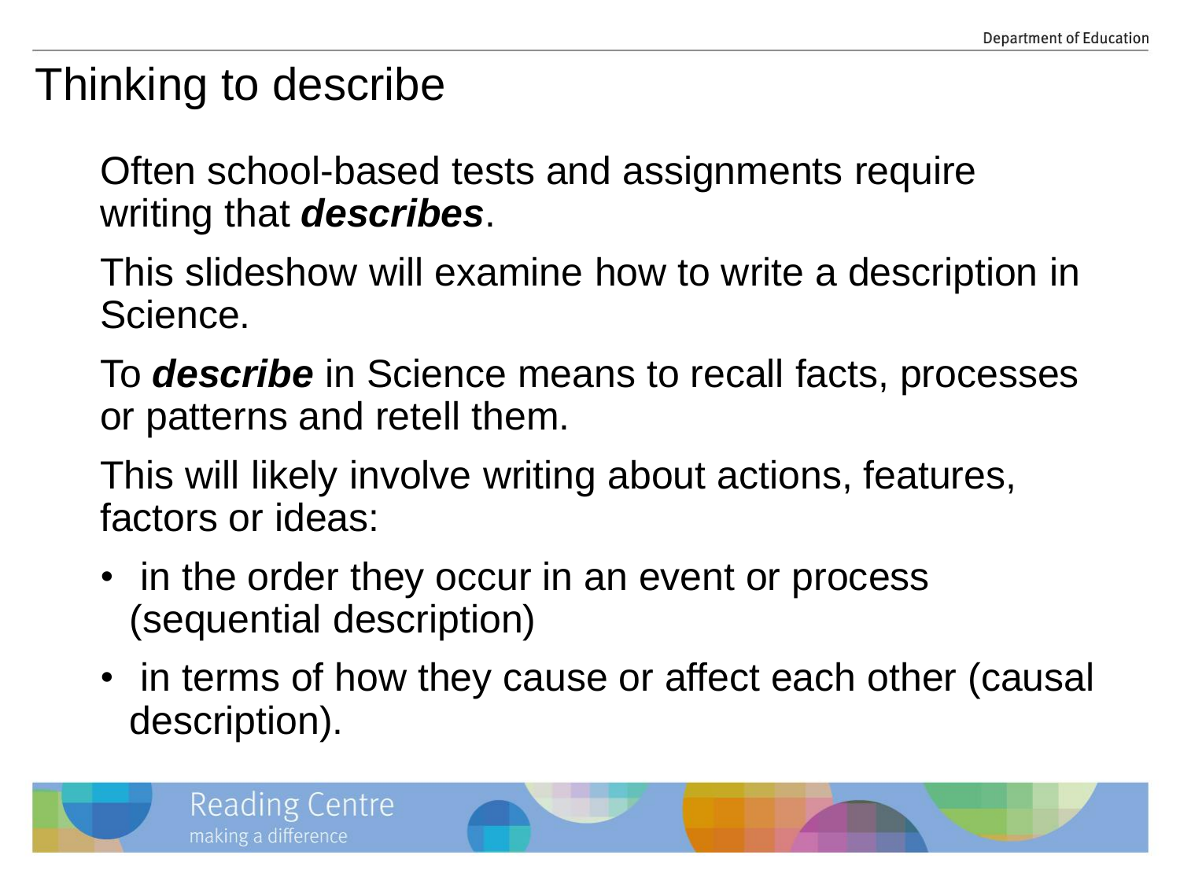# Thinking to describe

Often school-based tests and assignments require writing that ***describes***.

This slideshow will examine how to write a description in Science.

To ***describe*** in Science means to recall facts, processes or patterns and retell them.

This will likely involve writing about actions, features, factors or ideas:

- in the order they occur in an event or process (sequential description)
- in terms of how they cause or affect each other (causal description).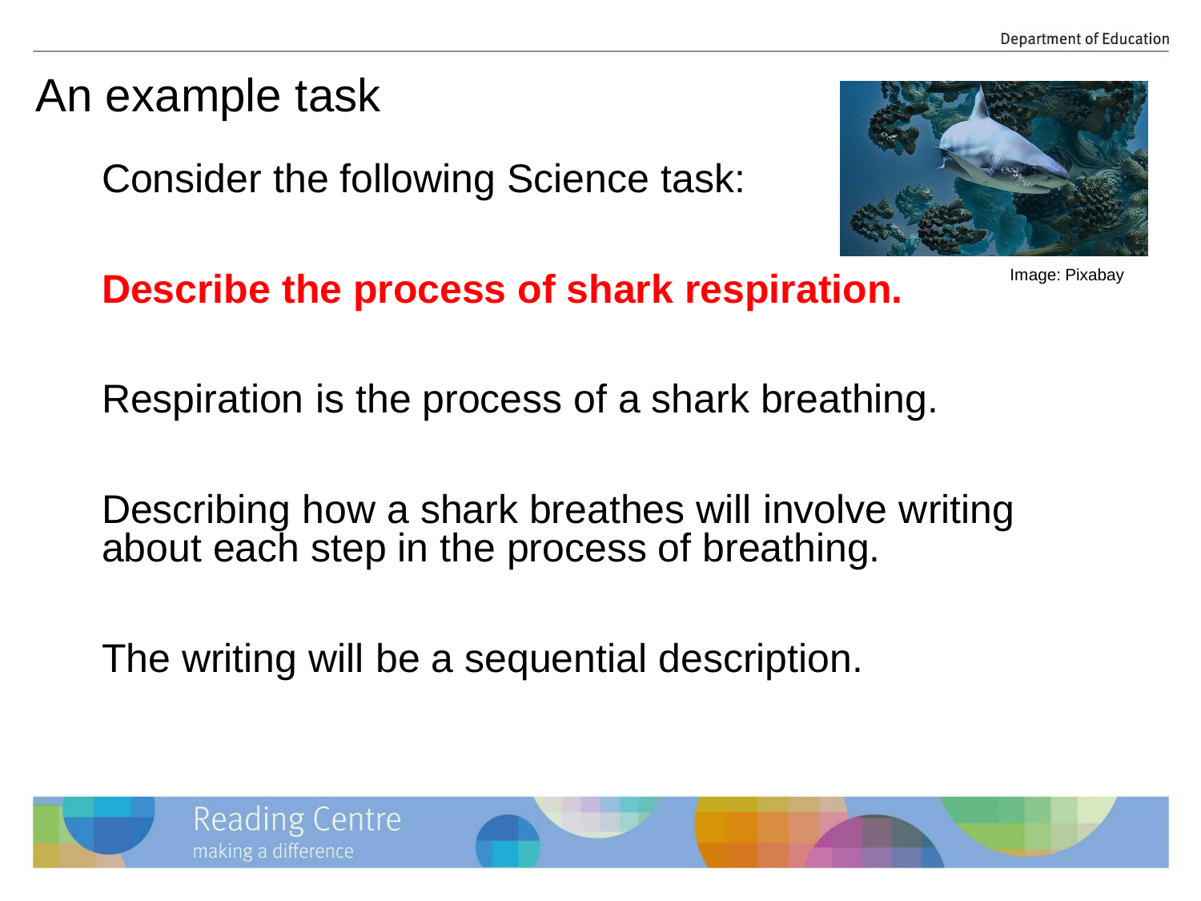# An example task

Consider the following Science task:

Image: Pixabay

**Describe the process of shark respiration.**

Respiration is the process of a shark breathing.

Describing how a shark breathes will involve writing about each step in the process of breathing.

The writing will be a sequential description.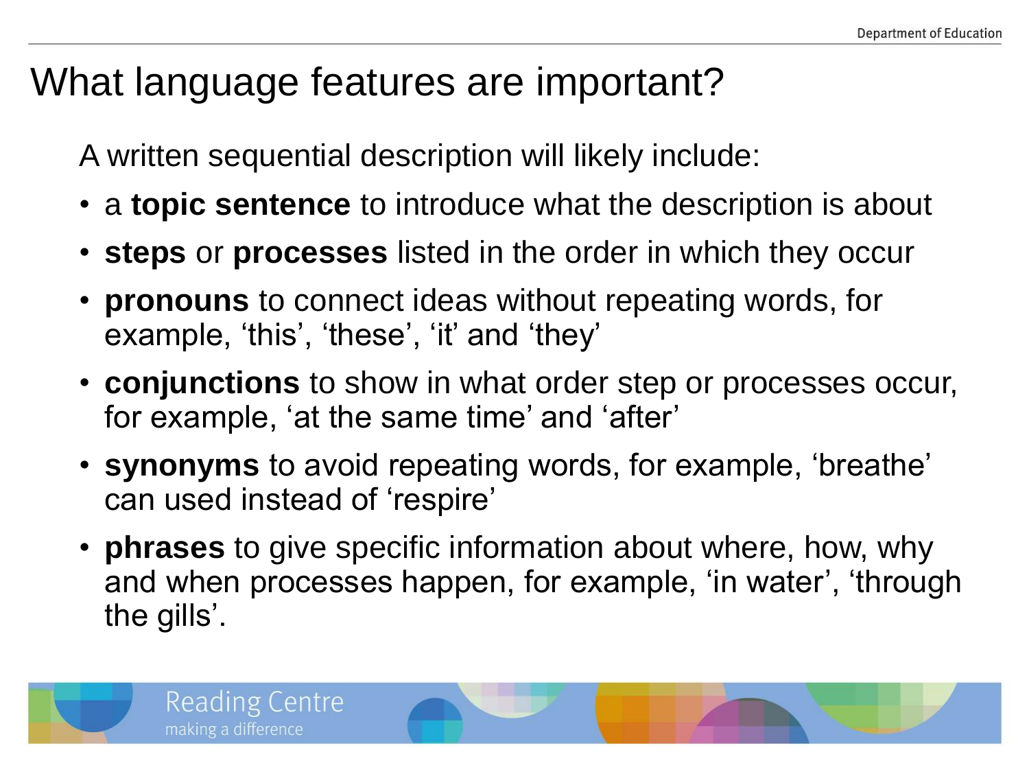# What language features are important?

A written sequential description will likely include:

- a **topic sentence** to introduce what the description is about
- **steps** or **processes** listed in the order in which they occur
- **pronouns** to connect ideas without repeating words, for example, 'this', 'these', 'it' and 'they'
- **conjunctions** to show in what order step or processes occur, for example, 'at the same time' and 'after'
- **synonyms** to avoid repeating words, for example, 'breathe' can used instead of 'respire'
- **phrases** to give specific information about where, how, why and when processes happen, for example, 'in water', 'through the gills'.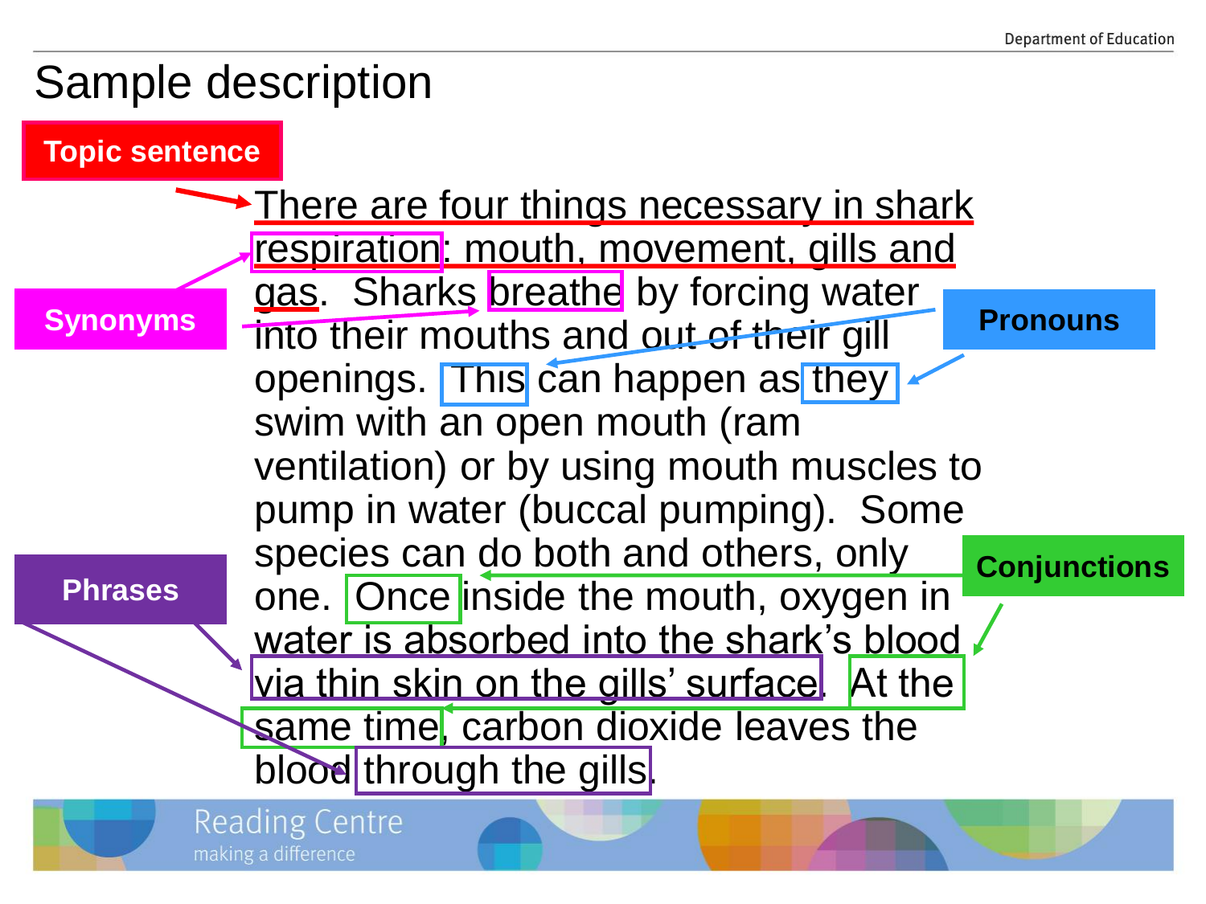# Sample description

**Topic sentence**

**Synonyms**

**Pronouns**

**Conjunctions**

**Phrases**

There are four things necessary in shark respiration: mouth, movement, gills and gas. Sharks breathe by forcing water into their mouths and out of their gill openings. This can happen as they swim with an open mouth (ram ventilation) or by using mouth muscles to pump in water (buccal pumping). Some species can do both and others, only one. Once inside the mouth, oxygen in water is absorbed into the shark's blood via thin skin on the gills' surface. At the same time, carbon dioxide leaves the blood through the gills.